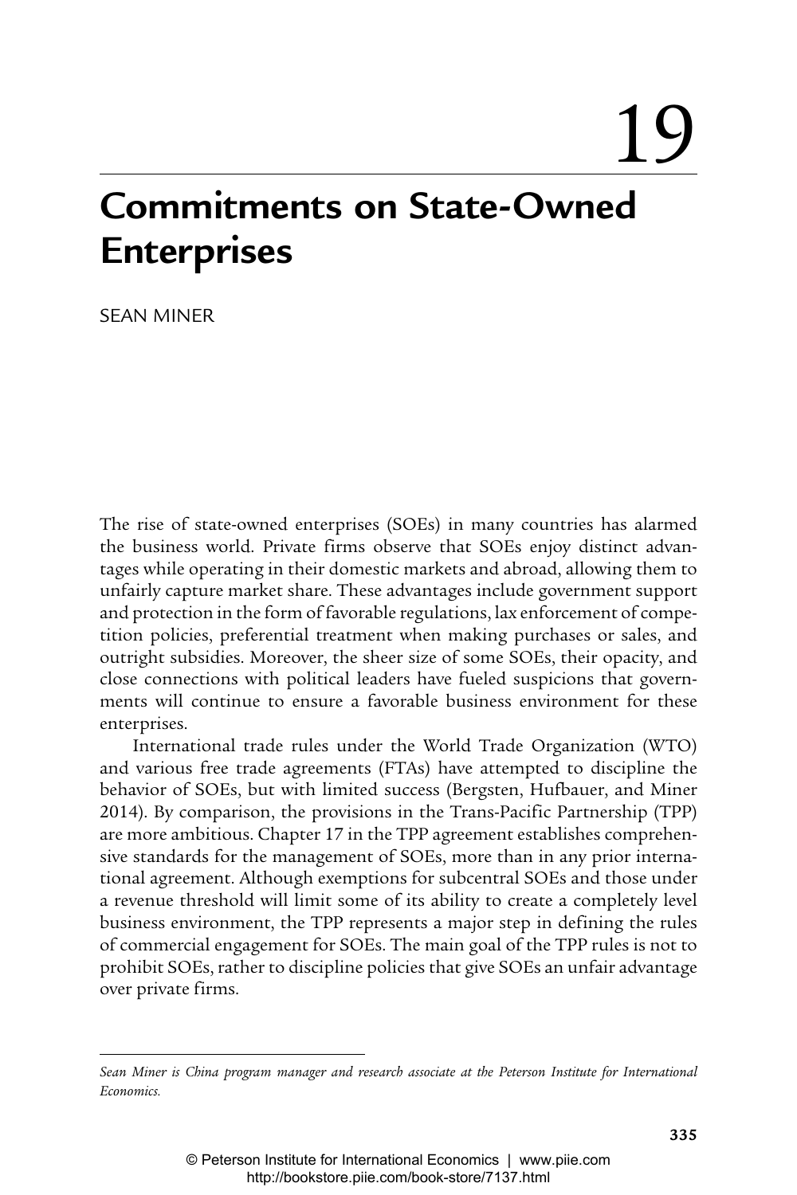# 19

# Commitments on State-Owned Enterprises

SEAN MINER

The rise of state-owned enterprises (SOEs) in many countries has alarmed the business world. Private firms observe that SOEs enjoy distinct advantages while operating in their domestic markets and abroad, allowing them to unfairly capture market share. These advantages include government support and protection in the form of favorable regulations, lax enforcement of competition policies, preferential treatment when making purchases or sales, and outright subsidies. Moreover, the sheer size of some SOEs, their opacity, and close connections with political leaders have fueled suspicions that governments will continue to ensure a favorable business environment for these enterprises.

International trade rules under the World Trade Organization (WTO) and various free trade agreements (FTAs) have attempted to discipline the behavior of SOEs, but with limited success (Bergsten, Hufbauer, and Miner 2014). By comparison, the provisions in the Trans-Pacific Partnership (TPP) are more ambitious. Chapter 17 in the TPP agreement establishes comprehensive standards for the management of SOEs, more than in any prior international agreement. Although exemptions for subcentral SOEs and those under a revenue threshold will limit some of its ability to create a completely level business environment, the TPP represents a major step in defining the rules of commercial engagement for SOEs. The main goal of the TPP rules is not to prohibit SOEs, rather to discipline policies that give SOEs an unfair advantage over private firms.

*Sean Miner is China program manager and research associate at the Peterson Institute for International Economics.*

© Peterson Institute for International Economics | www.piie.com
http://bookstore.piie.com/book-store/7137.html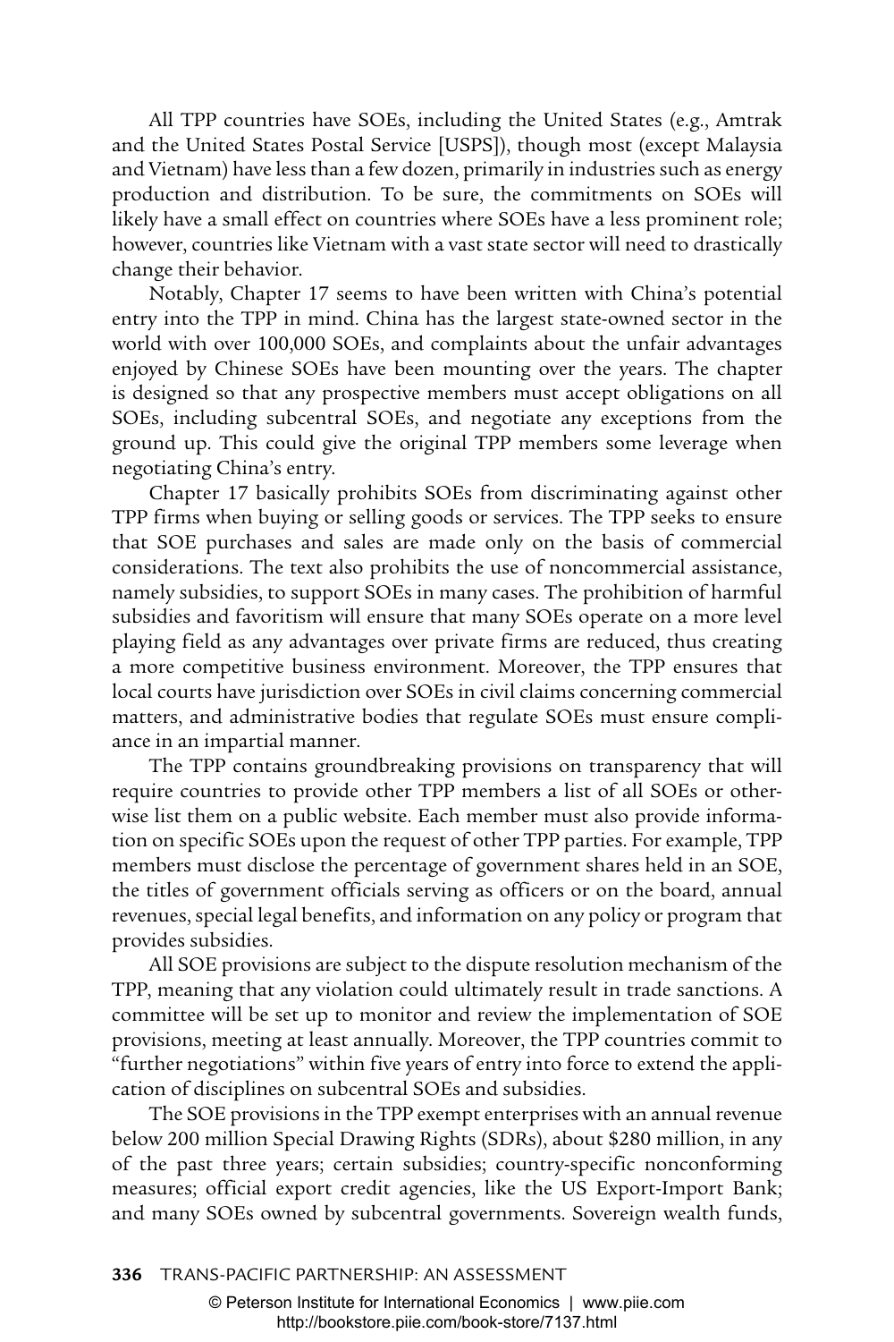All TPP countries have SOEs, including the United States (e.g., Amtrak and the United States Postal Service [USPS]), though most (except Malaysia and Vietnam) have less than a few dozen, primarily in industries such as energy production and distribution. To be sure, the commitments on SOEs will likely have a small effect on countries where SOEs have a less prominent role; however, countries like Vietnam with a vast state sector will need to drastically change their behavior.

Notably, Chapter 17 seems to have been written with China's potential entry into the TPP in mind. China has the largest state-owned sector in the world with over 100,000 SOEs, and complaints about the unfair advantages enjoyed by Chinese SOEs have been mounting over the years. The chapter is designed so that any prospective members must accept obligations on all SOEs, including subcentral SOEs, and negotiate any exceptions from the ground up. This could give the original TPP members some leverage when negotiating China's entry.

Chapter 17 basically prohibits SOEs from discriminating against other TPP firms when buying or selling goods or services. The TPP seeks to ensure that SOE purchases and sales are made only on the basis of commercial considerations. The text also prohibits the use of noncommercial assistance, namely subsidies, to support SOEs in many cases. The prohibition of harmful subsidies and favoritism will ensure that many SOEs operate on a more level playing field as any advantages over private firms are reduced, thus creating a more competitive business environment. Moreover, the TPP ensures that local courts have jurisdiction over SOEs in civil claims concerning commercial matters, and administrative bodies that regulate SOEs must ensure compliance in an impartial manner.

The TPP contains groundbreaking provisions on transparency that will require countries to provide other TPP members a list of all SOEs or otherwise list them on a public website. Each member must also provide information on specific SOEs upon the request of other TPP parties. For example, TPP members must disclose the percentage of government shares held in an SOE, the titles of government officials serving as officers or on the board, annual revenues, special legal benefits, and information on any policy or program that provides subsidies.

All SOE provisions are subject to the dispute resolution mechanism of the TPP, meaning that any violation could ultimately result in trade sanctions. A committee will be set up to monitor and review the implementation of SOE provisions, meeting at least annually. Moreover, the TPP countries commit to "further negotiations" within five years of entry into force to extend the application of disciplines on subcentral SOEs and subsidies.

The SOE provisions in the TPP exempt enterprises with an annual revenue below 200 million Special Drawing Rights (SDRs), about $280 million, in any of the past three years; certain subsidies; country-specific nonconforming measures; official export credit agencies, like the US Export-Import Bank; and many SOEs owned by subcentral governments. Sovereign wealth funds,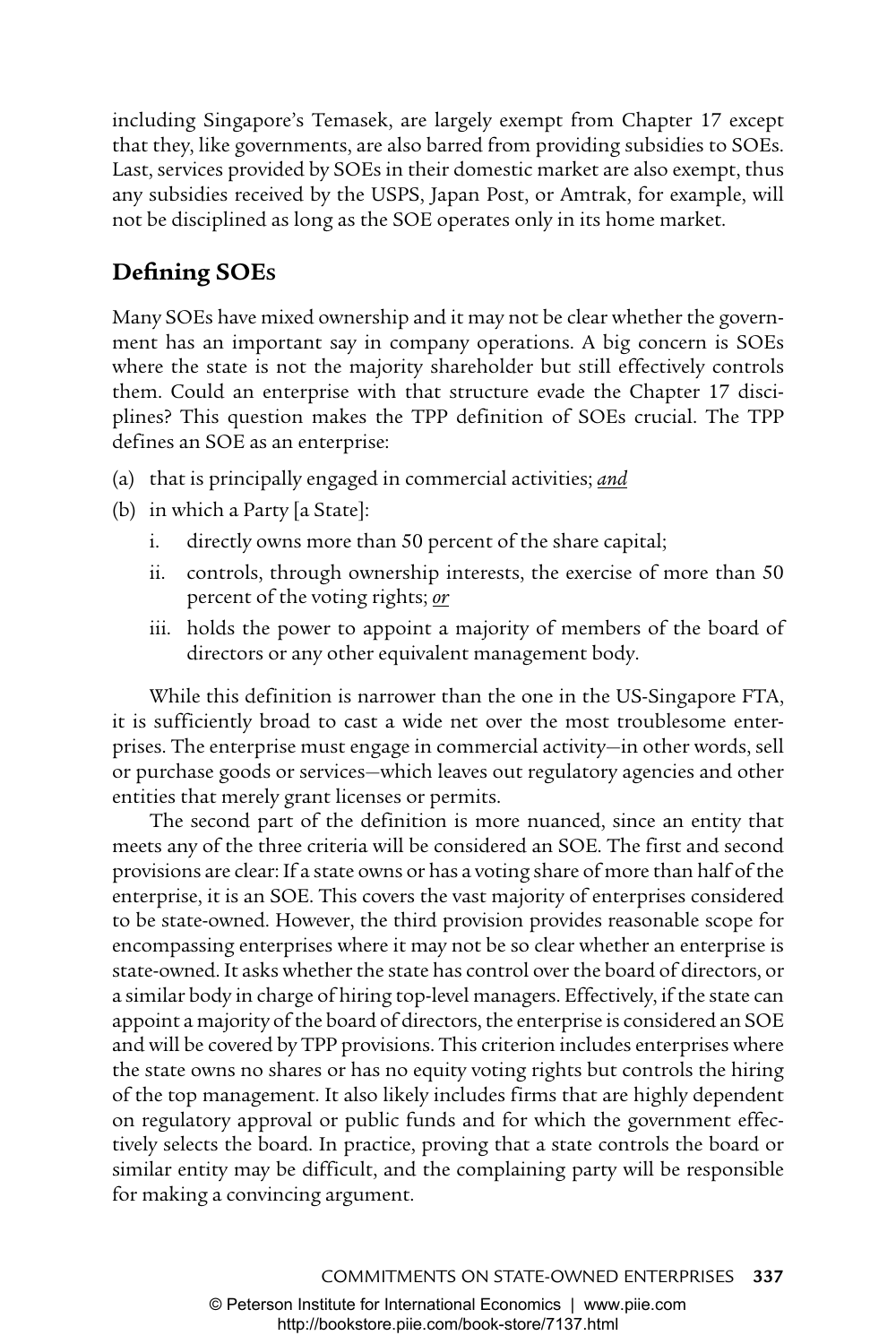including Singapore's Temasek, are largely exempt from Chapter 17 except that they, like governments, are also barred from providing subsidies to SOEs. Last, services provided by SOEs in their domestic market are also exempt, thus any subsidies received by the USPS, Japan Post, or Amtrak, for example, will not be disciplined as long as the SOE operates only in its home market.

## Defining SOEs

Many SOEs have mixed ownership and it may not be clear whether the government has an important say in company operations. A big concern is SOEs where the state is not the majority shareholder but still effectively controls them. Could an enterprise with that structure evade the Chapter 17 disciplines? This question makes the TPP definition of SOEs crucial. The TPP defines an SOE as an enterprise:

(a) that is principally engaged in commercial activities; ***and***

(b) in which a Party [a State]:

   i. directly owns more than 50 percent of the share capital;

   ii. controls, through ownership interests, the exercise of more than 50 percent of the voting rights; ***or***

   iii. holds the power to appoint a majority of members of the board of directors or any other equivalent management body.

While this definition is narrower than the one in the US-Singapore FTA, it is sufficiently broad to cast a wide net over the most troublesome enterprises. The enterprise must engage in commercial activity—in other words, sell or purchase goods or services—which leaves out regulatory agencies and other entities that merely grant licenses or permits.

The second part of the definition is more nuanced, since an entity that meets any of the three criteria will be considered an SOE. The first and second provisions are clear: If a state owns or has a voting share of more than half of the enterprise, it is an SOE. This covers the vast majority of enterprises considered to be state-owned. However, the third provision provides reasonable scope for encompassing enterprises where it may not be so clear whether an enterprise is state-owned. It asks whether the state has control over the board of directors, or a similar body in charge of hiring top-level managers. Effectively, if the state can appoint a majority of the board of directors, the enterprise is considered an SOE and will be covered by TPP provisions. This criterion includes enterprises where the state owns no shares or has no equity voting rights but controls the hiring of the top management. It also likely includes firms that are highly dependent on regulatory approval or public funds and for which the government effectively selects the board. In practice, proving that a state controls the board or similar entity may be difficult, and the complaining party will be responsible for making a convincing argument.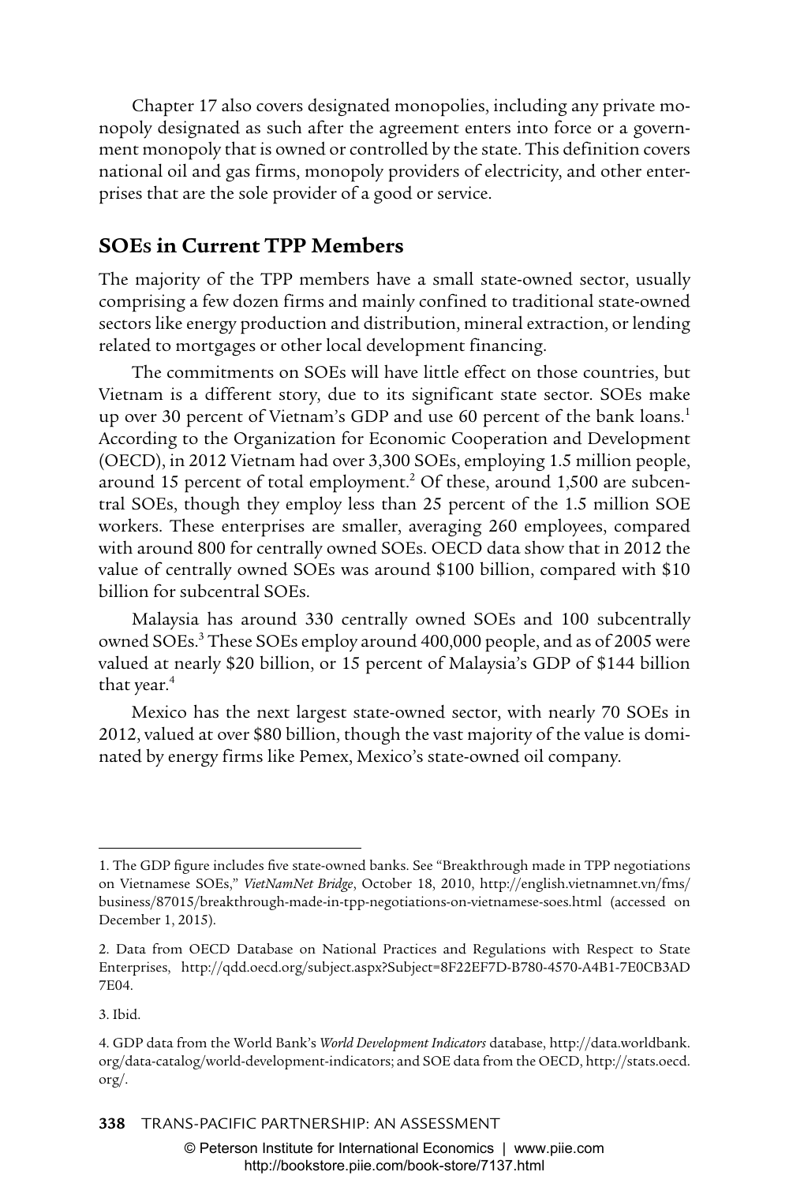Chapter 17 also covers designated monopolies, including any private monopoly designated as such after the agreement enters into force or a government monopoly that is owned or controlled by the state. This definition covers national oil and gas firms, monopoly providers of electricity, and other enterprises that are the sole provider of a good or service.

## SOEs in Current TPP Members

The majority of the TPP members have a small state-owned sector, usually comprising a few dozen firms and mainly confined to traditional state-owned sectors like energy production and distribution, mineral extraction, or lending related to mortgages or other local development financing.

The commitments on SOEs will have little effect on those countries, but Vietnam is a different story, due to its significant state sector. SOEs make up over 30 percent of Vietnam's GDP and use 60 percent of the bank loans.[1] According to the Organization for Economic Cooperation and Development (OECD), in 2012 Vietnam had over 3,300 SOEs, employing 1.5 million people, around 15 percent of total employment.[2] Of these, around 1,500 are subcentral SOEs, though they employ less than 25 percent of the 1.5 million SOE workers. These enterprises are smaller, averaging 260 employees, compared with around 800 for centrally owned SOEs. OECD data show that in 2012 the value of centrally owned SOEs was around $100 billion, compared with $10 billion for subcentral SOEs.

Malaysia has around 330 centrally owned SOEs and 100 subcentrally owned SOEs.[3] These SOEs employ around 400,000 people, and as of 2005 were valued at nearly $20 billion, or 15 percent of Malaysia's GDP of $144 billion that year.[4]

Mexico has the next largest state-owned sector, with nearly 70 SOEs in 2012, valued at over $80 billion, though the vast majority of the value is dominated by energy firms like Pemex, Mexico's state-owned oil company.

---

1. The GDP figure includes five state-owned banks. See "Breakthrough made in TPP negotiations on Vietnamese SOEs," *VietNamNet Bridge*, October 18, 2010, http://english.vietnamnet.vn/fms/business/87015/breakthrough-made-in-tpp-negotiations-on-vietnamese-soes.html (accessed on December 1, 2015).

2. Data from OECD Database on National Practices and Regulations with Respect to State Enterprises, http://qdd.oecd.org/subject.aspx?Subject=8F22EF7D-B780-4570-A4B1-7E0CB3AD7E04.

3. Ibid.

4. GDP data from the World Bank's *World Development Indicators* database, http://data.worldbank.org/data-catalog/world-development-indicators; and SOE data from the OECD, http://stats.oecd.org/.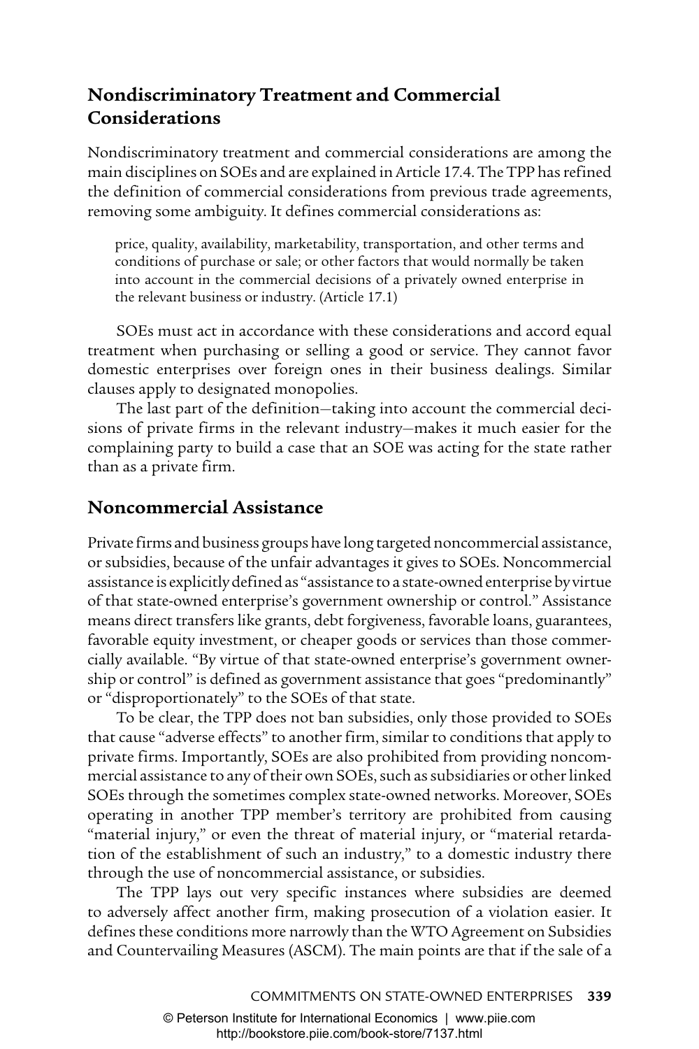## Nondiscriminatory Treatment and Commercial Considerations

Nondiscriminatory treatment and commercial considerations are among the main disciplines on SOEs and are explained in Article 17.4. The TPP has refined the definition of commercial considerations from previous trade agreements, removing some ambiguity. It defines commercial considerations as:

> price, quality, availability, marketability, transportation, and other terms and conditions of purchase or sale; or other factors that would normally be taken into account in the commercial decisions of a privately owned enterprise in the relevant business or industry. (Article 17.1)

SOEs must act in accordance with these considerations and accord equal treatment when purchasing or selling a good or service. They cannot favor domestic enterprises over foreign ones in their business dealings. Similar clauses apply to designated monopolies.

The last part of the definition—taking into account the commercial decisions of private firms in the relevant industry—makes it much easier for the complaining party to build a case that an SOE was acting for the state rather than as a private firm.

## Noncommercial Assistance

Private firms and business groups have long targeted noncommercial assistance, or subsidies, because of the unfair advantages it gives to SOEs. Noncommercial assistance is explicitly defined as "assistance to a state-owned enterprise by virtue of that state-owned enterprise's government ownership or control." Assistance means direct transfers like grants, debt forgiveness, favorable loans, guarantees, favorable equity investment, or cheaper goods or services than those commercially available. "By virtue of that state-owned enterprise's government ownership or control" is defined as government assistance that goes "predominantly" or "disproportionately" to the SOEs of that state.

To be clear, the TPP does not ban subsidies, only those provided to SOEs that cause "adverse effects" to another firm, similar to conditions that apply to private firms. Importantly, SOEs are also prohibited from providing noncommercial assistance to any of their own SOEs, such as subsidiaries or other linked SOEs through the sometimes complex state-owned networks. Moreover, SOEs operating in another TPP member's territory are prohibited from causing "material injury," or even the threat of material injury, or "material retardation of the establishment of such an industry," to a domestic industry there through the use of noncommercial assistance, or subsidies.

The TPP lays out very specific instances where subsidies are deemed to adversely affect another firm, making prosecution of a violation easier. It defines these conditions more narrowly than the WTO Agreement on Subsidies and Countervailing Measures (ASCM). The main points are that if the sale of a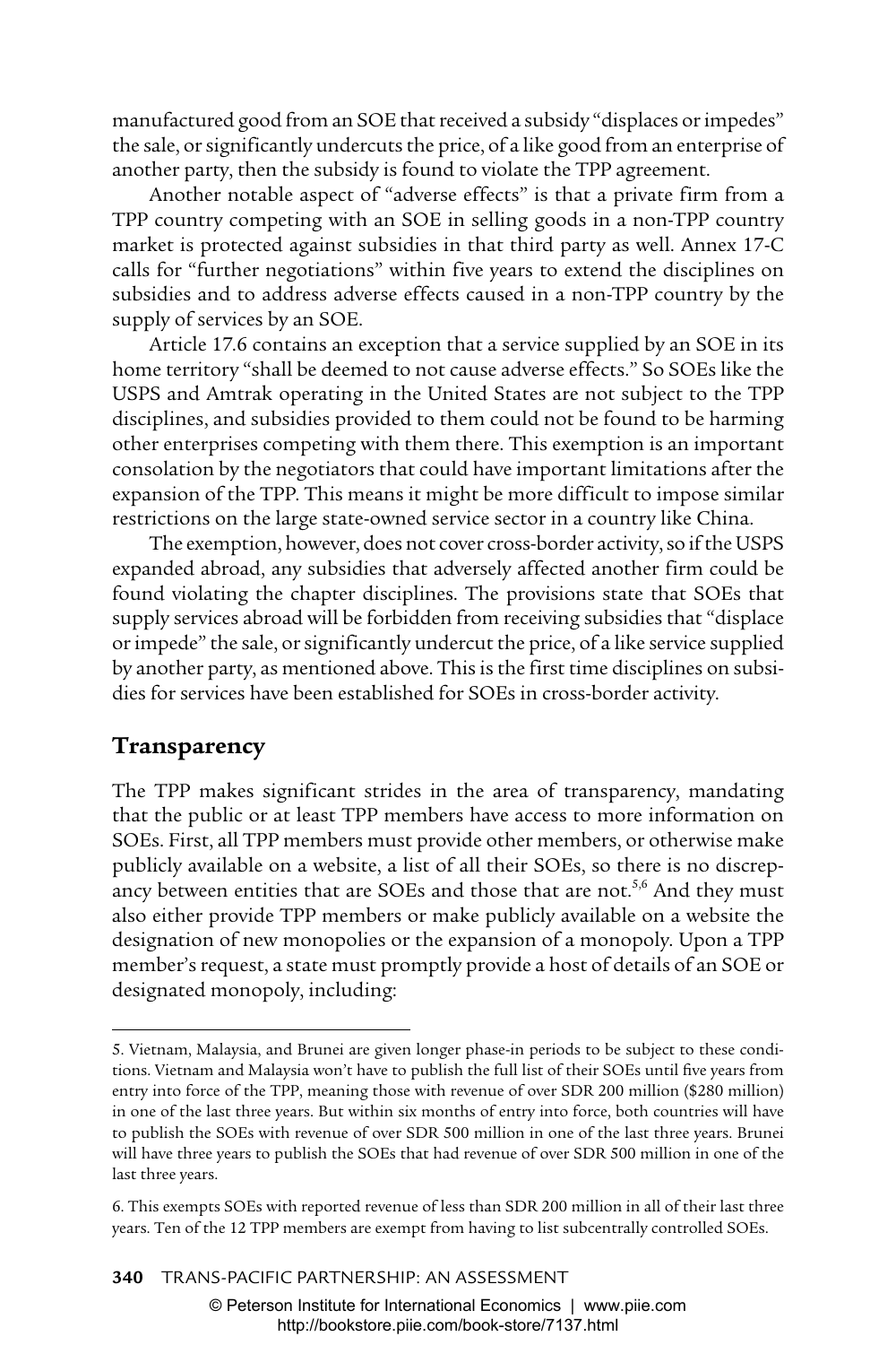manufactured good from an SOE that received a subsidy "displaces or impedes" the sale, or significantly undercuts the price, of a like good from an enterprise of another party, then the subsidy is found to violate the TPP agreement.

Another notable aspect of "adverse effects" is that a private firm from a TPP country competing with an SOE in selling goods in a non-TPP country market is protected against subsidies in that third party as well. Annex 17-C calls for "further negotiations" within five years to extend the disciplines on subsidies and to address adverse effects caused in a non-TPP country by the supply of services by an SOE.

Article 17.6 contains an exception that a service supplied by an SOE in its home territory "shall be deemed to not cause adverse effects." So SOEs like the USPS and Amtrak operating in the United States are not subject to the TPP disciplines, and subsidies provided to them could not be found to be harming other enterprises competing with them there. This exemption is an important consolation by the negotiators that could have important limitations after the expansion of the TPP. This means it might be more difficult to impose similar restrictions on the large state-owned service sector in a country like China.

The exemption, however, does not cover cross-border activity, so if the USPS expanded abroad, any subsidies that adversely affected another firm could be found violating the chapter disciplines. The provisions state that SOEs that supply services abroad will be forbidden from receiving subsidies that "displace or impede" the sale, or significantly undercut the price, of a like service supplied by another party, as mentioned above. This is the first time disciplines on subsidies for services have been established for SOEs in cross-border activity.

## Transparency

The TPP makes significant strides in the area of transparency, mandating that the public or at least TPP members have access to more information on SOEs. First, all TPP members must provide other members, or otherwise make publicly available on a website, a list of all their SOEs, so there is no discrepancy between entities that are SOEs and those that are not.[5,6] And they must also either provide TPP members or make publicly available on a website the designation of new monopolies or the expansion of a monopoly. Upon a TPP member's request, a state must promptly provide a host of details of an SOE or designated monopoly, including:

---

5. Vietnam, Malaysia, and Brunei are given longer phase-in periods to be subject to these conditions. Vietnam and Malaysia won't have to publish the full list of their SOEs until five years from entry into force of the TPP, meaning those with revenue of over SDR 200 million ($280 million) in one of the last three years. But within six months of entry into force, both countries will have to publish the SOEs with revenue of over SDR 500 million in one of the last three years. Brunei will have three years to publish the SOEs that had revenue of over SDR 500 million in one of the last three years.

6. This exempts SOEs with reported revenue of less than SDR 200 million in all of their last three years. Ten of the 12 TPP members are exempt from having to list subcentrally controlled SOEs.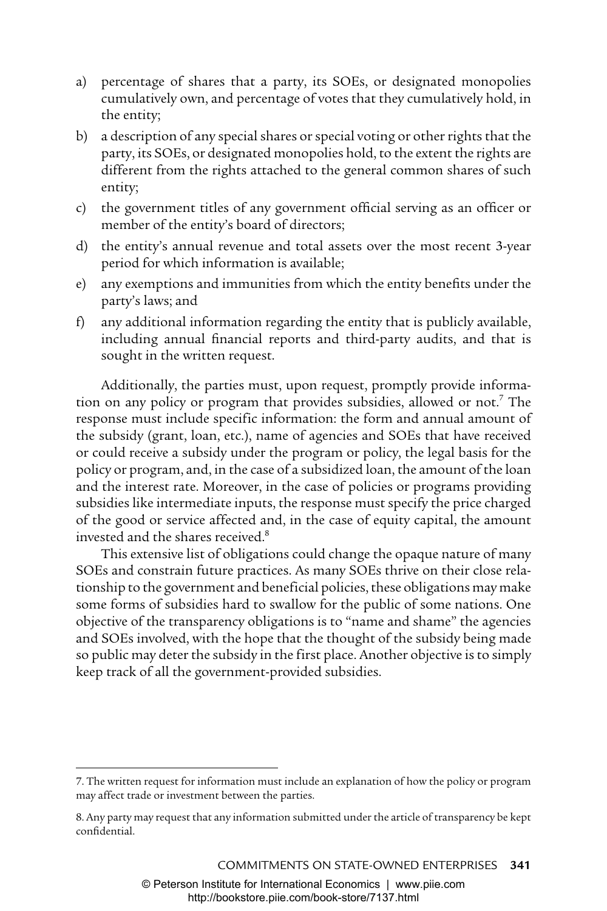a) percentage of shares that a party, its SOEs, or designated monopolies cumulatively own, and percentage of votes that they cumulatively hold, in the entity;
b) a description of any special shares or special voting or other rights that the party, its SOEs, or designated monopolies hold, to the extent the rights are different from the rights attached to the general common shares of such entity;
c) the government titles of any government official serving as an officer or member of the entity's board of directors;
d) the entity's annual revenue and total assets over the most recent 3-year period for which information is available;
e) any exemptions and immunities from which the entity benefits under the party's laws; and
f) any additional information regarding the entity that is publicly available, including annual financial reports and third-party audits, and that is sought in the written request.

Additionally, the parties must, upon request, promptly provide information on any policy or program that provides subsidies, allowed or not.[7] The response must include specific information: the form and annual amount of the subsidy (grant, loan, etc.), name of agencies and SOEs that have received or could receive a subsidy under the program or policy, the legal basis for the policy or program, and, in the case of a subsidized loan, the amount of the loan and the interest rate. Moreover, in the case of policies or programs providing subsidies like intermediate inputs, the response must specify the price charged of the good or service affected and, in the case of equity capital, the amount invested and the shares received.[8]

This extensive list of obligations could change the opaque nature of many SOEs and constrain future practices. As many SOEs thrive on their close relationship to the government and beneficial policies, these obligations may make some forms of subsidies hard to swallow for the public of some nations. One objective of the transparency obligations is to "name and shame" the agencies and SOEs involved, with the hope that the thought of the subsidy being made so public may deter the subsidy in the first place. Another objective is to simply keep track of all the government-provided subsidies.

7. The written request for information must include an explanation of how the policy or program may affect trade or investment between the parties.

8. Any party may request that any information submitted under the article of transparency be kept confidential.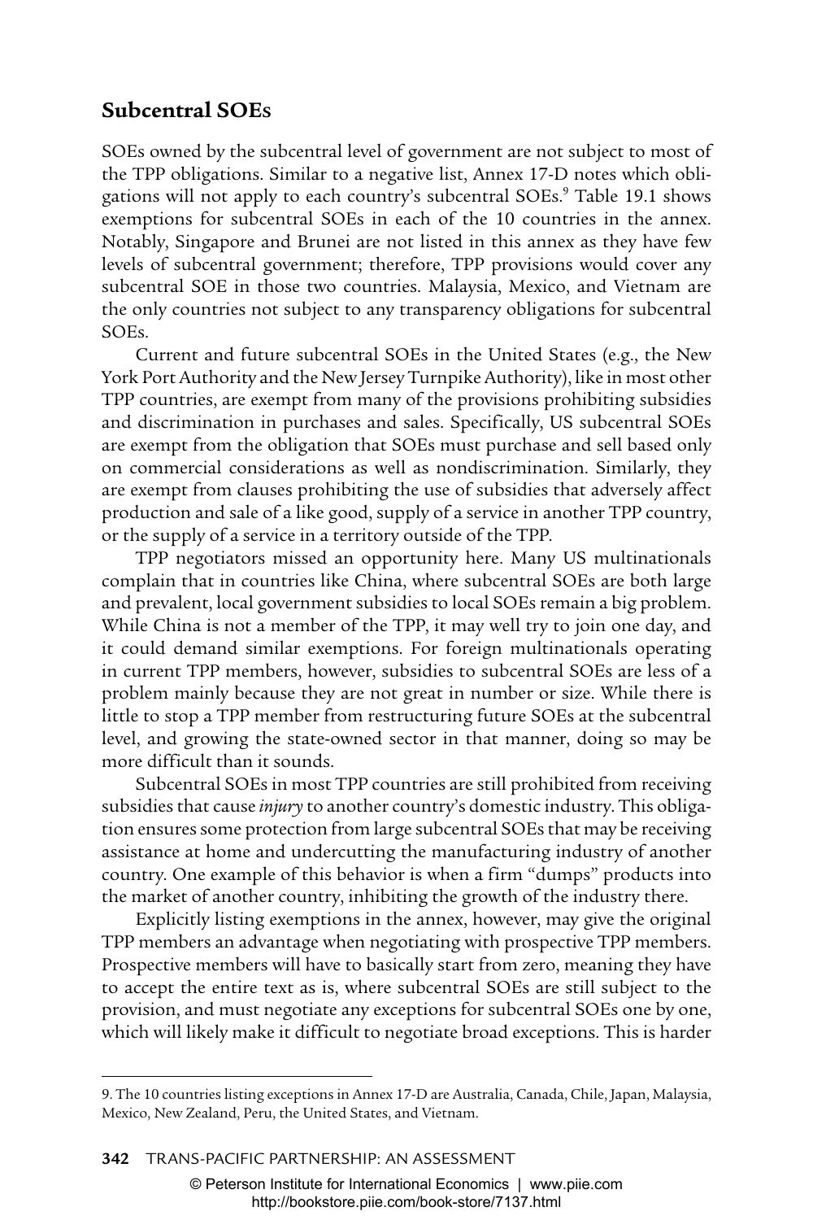## Subcentral SOEs

SOEs owned by the subcentral level of government are not subject to most of the TPP obligations. Similar to a negative list, Annex 17-D notes which obligations will not apply to each country's subcentral SOEs.[9] Table 19.1 shows exemptions for subcentral SOEs in each of the 10 countries in the annex. Notably, Singapore and Brunei are not listed in this annex as they have few levels of subcentral government; therefore, TPP provisions would cover any subcentral SOE in those two countries. Malaysia, Mexico, and Vietnam are the only countries not subject to any transparency obligations for subcentral SOEs.

Current and future subcentral SOEs in the United States (e.g., the New York Port Authority and the New Jersey Turnpike Authority), like in most other TPP countries, are exempt from many of the provisions prohibiting subsidies and discrimination in purchases and sales. Specifically, US subcentral SOEs are exempt from the obligation that SOEs must purchase and sell based only on commercial considerations as well as nondiscrimination. Similarly, they are exempt from clauses prohibiting the use of subsidies that adversely affect production and sale of a like good, supply of a service in another TPP country, or the supply of a service in a territory outside of the TPP.

TPP negotiators missed an opportunity here. Many US multinationals complain that in countries like China, where subcentral SOEs are both large and prevalent, local government subsidies to local SOEs remain a big problem. While China is not a member of the TPP, it may well try to join one day, and it could demand similar exemptions. For foreign multinationals operating in current TPP members, however, subsidies to subcentral SOEs are less of a problem mainly because they are not great in number or size. While there is little to stop a TPP member from restructuring future SOEs at the subcentral level, and growing the state-owned sector in that manner, doing so may be more difficult than it sounds.

Subcentral SOEs in most TPP countries are still prohibited from receiving subsidies that cause *injury* to another country's domestic industry. This obligation ensures some protection from large subcentral SOEs that may be receiving assistance at home and undercutting the manufacturing industry of another country. One example of this behavior is when a firm "dumps" products into the market of another country, inhibiting the growth of the industry there.

Explicitly listing exemptions in the annex, however, may give the original TPP members an advantage when negotiating with prospective TPP members. Prospective members will have to basically start from zero, meaning they have to accept the entire text as is, where subcentral SOEs are still subject to the provision, and must negotiate any exceptions for subcentral SOEs one by one, which will likely make it difficult to negotiate broad exceptions. This is harder

9. The 10 countries listing exceptions in Annex 17-D are Australia, Canada, Chile, Japan, Malaysia, Mexico, New Zealand, Peru, the United States, and Vietnam.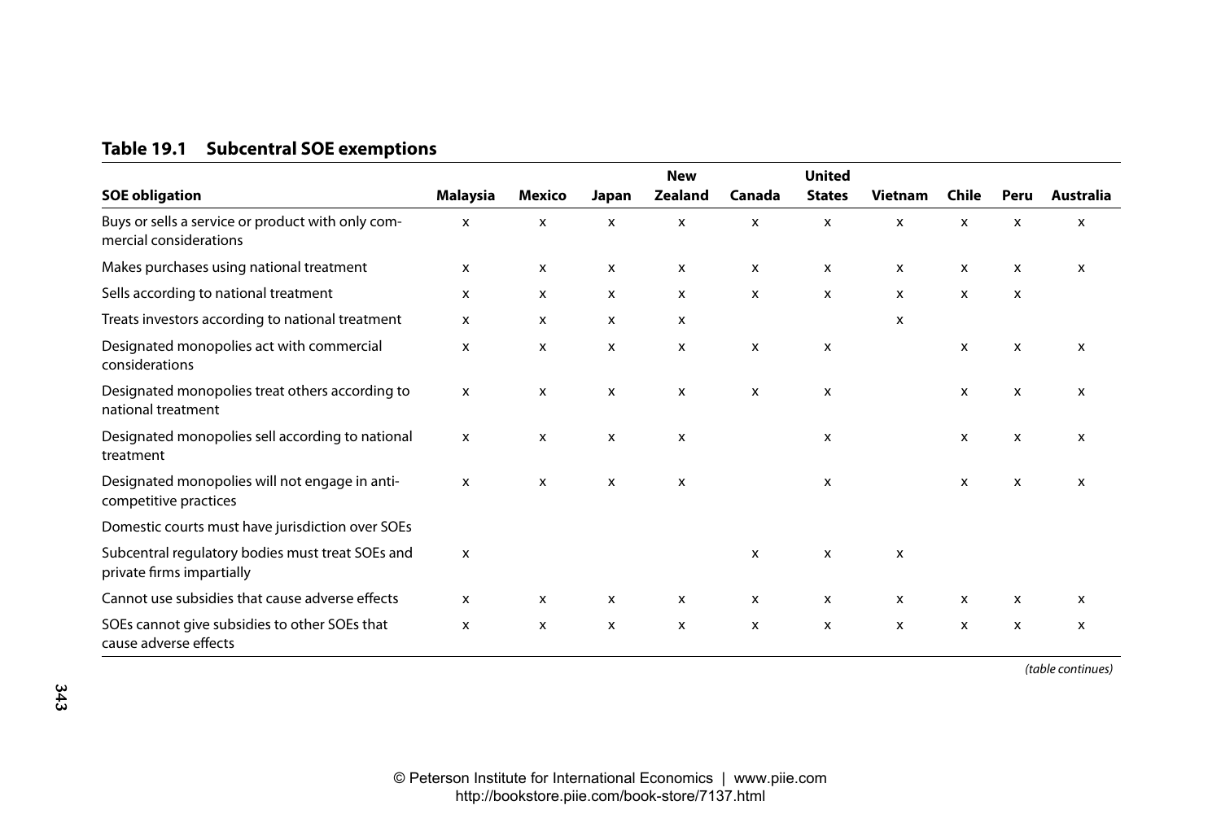**Table 19.1 Subcentral SOE exemptions**

| SOE obligation | Malaysia | Mexico | Japan | New Zealand | Canada | United States | Vietnam | Chile | Peru | Australia |
|---|---|---|---|---|---|---|---|---|---|---|
| Buys or sells a service or product with only commercial considerations | x | x | x | x | x | x | x | x | x | x |
| Makes purchases using national treatment | x | x | x | x | x | x | x | x | x | x |
| Sells according to national treatment | x | x | x | x | x | x | x | x | x | |
| Treats investors according to national treatment | x | x | x | x | | | x | | | |
| Designated monopolies act with commercial considerations | x | x | x | x | x | x | | x | x | x |
| Designated monopolies treat others according to national treatment | x | x | x | x | x | x | | x | x | x |
| Designated monopolies sell according to national treatment | x | x | x | x | | x | | x | x | x |
| Designated monopolies will not engage in anti-competitive practices | x | x | x | x | | x | | x | x | x |
| Domestic courts must have jurisdiction over SOEs | | | | | | | | | | |
| Subcentral regulatory bodies must treat SOEs and private firms impartially | x | | | | x | x | x | | | |
| Cannot use subsidies that cause adverse effects | x | x | x | x | x | x | x | x | x | x |
| SOEs cannot give subsidies to other SOEs that cause adverse effects | x | x | x | x | x | x | x | x | x | x |

*(table continues)*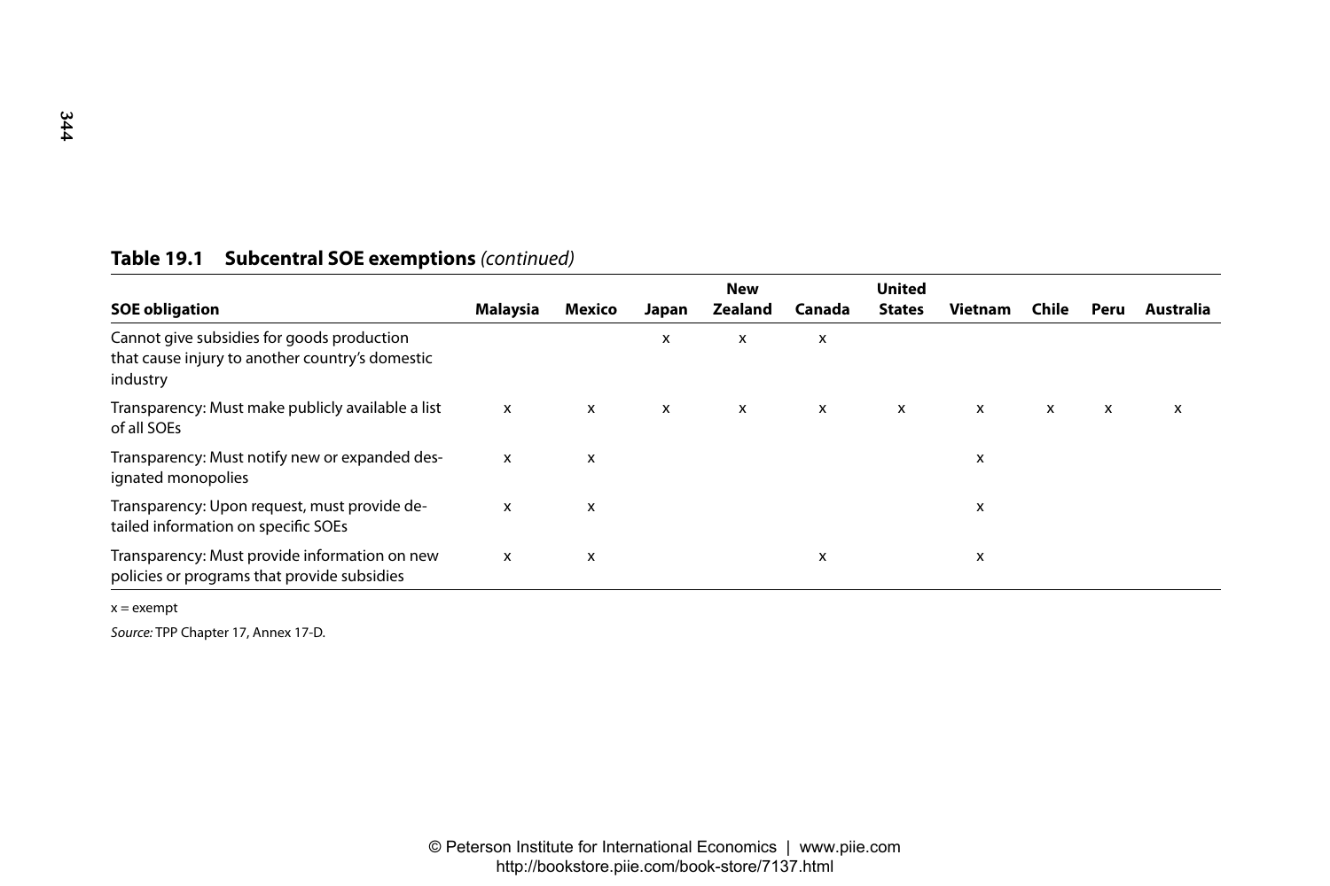**Table 19.1 Subcentral SOE exemptions** *(continued)*

| SOE obligation | Malaysia | Mexico | Japan | New Zealand | Canada | United States | Vietnam | Chile | Peru | Australia |
|---|---|---|---|---|---|---|---|---|---|---|
| Cannot give subsidies for goods production that cause injury to another country's domestic industry | | | x | x | x | | | | | |
| Transparency: Must make publicly available a list of all SOEs | x | x | x | x | x | x | x | x | x | x |
| Transparency: Must notify new or expanded designated monopolies | x | x | | | | | x | | | |
| Transparency: Upon request, must provide detailed information on specific SOEs | x | x | | | | | x | | | |
| Transparency: Must provide information on new policies or programs that provide subsidies | x | x | | | x | | x | | | |

x = exempt

*Source:* TPP Chapter 17, Annex 17-D.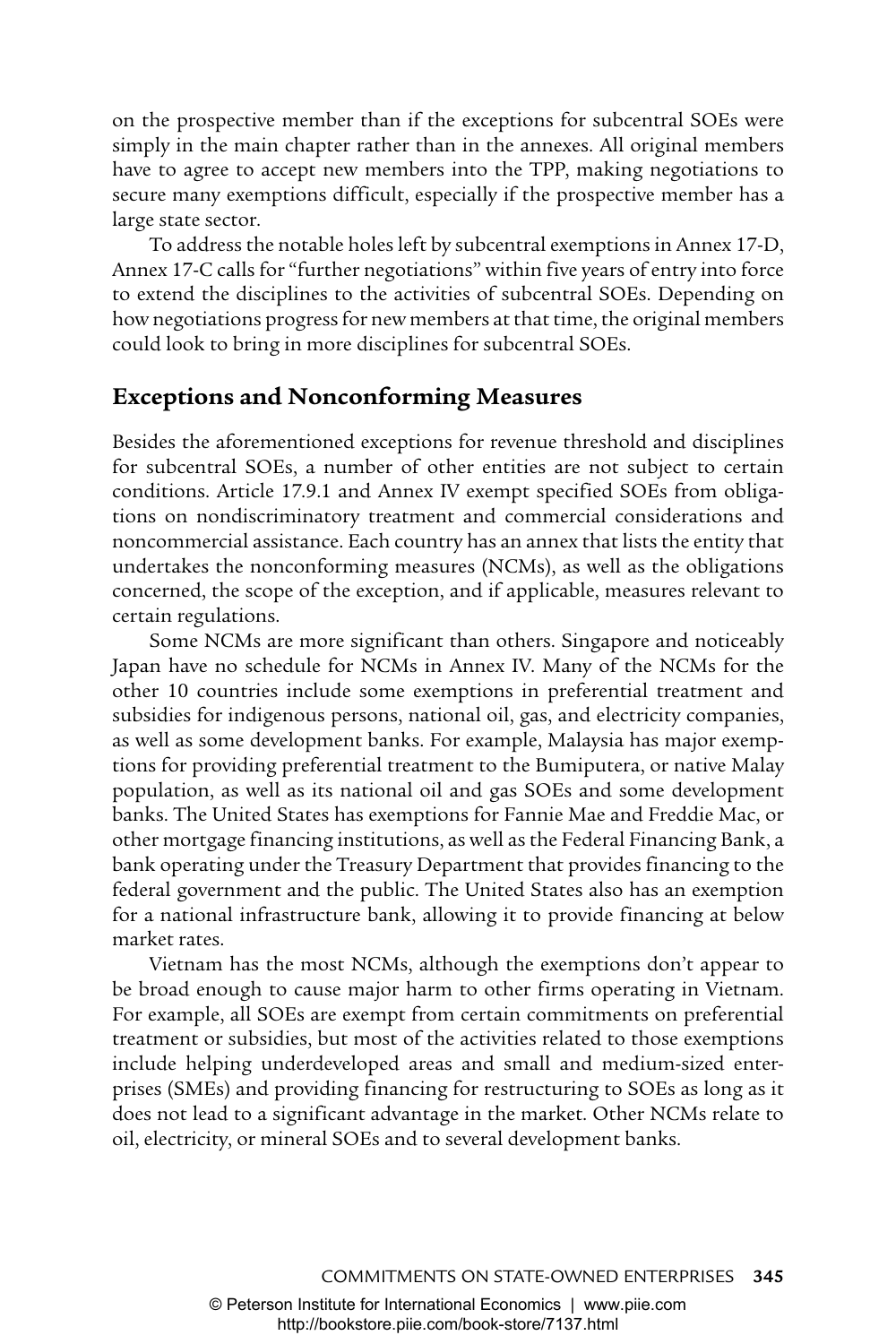on the prospective member than if the exceptions for subcentral SOEs were simply in the main chapter rather than in the annexes. All original members have to agree to accept new members into the TPP, making negotiations to secure many exemptions difficult, especially if the prospective member has a large state sector.

To address the notable holes left by subcentral exemptions in Annex 17-D, Annex 17-C calls for "further negotiations" within five years of entry into force to extend the disciplines to the activities of subcentral SOEs. Depending on how negotiations progress for new members at that time, the original members could look to bring in more disciplines for subcentral SOEs.

## Exceptions and Nonconforming Measures

Besides the aforementioned exceptions for revenue threshold and disciplines for subcentral SOEs, a number of other entities are not subject to certain conditions. Article 17.9.1 and Annex IV exempt specified SOEs from obligations on nondiscriminatory treatment and commercial considerations and noncommercial assistance. Each country has an annex that lists the entity that undertakes the nonconforming measures (NCMs), as well as the obligations concerned, the scope of the exception, and if applicable, measures relevant to certain regulations.

Some NCMs are more significant than others. Singapore and noticeably Japan have no schedule for NCMs in Annex IV. Many of the NCMs for the other 10 countries include some exemptions in preferential treatment and subsidies for indigenous persons, national oil, gas, and electricity companies, as well as some development banks. For example, Malaysia has major exemptions for providing preferential treatment to the Bumiputera, or native Malay population, as well as its national oil and gas SOEs and some development banks. The United States has exemptions for Fannie Mae and Freddie Mac, or other mortgage financing institutions, as well as the Federal Financing Bank, a bank operating under the Treasury Department that provides financing to the federal government and the public. The United States also has an exemption for a national infrastructure bank, allowing it to provide financing at below market rates.

Vietnam has the most NCMs, although the exemptions don't appear to be broad enough to cause major harm to other firms operating in Vietnam. For example, all SOEs are exempt from certain commitments on preferential treatment or subsidies, but most of the activities related to those exemptions include helping underdeveloped areas and small and medium-sized enterprises (SMEs) and providing financing for restructuring to SOEs as long as it does not lead to a significant advantage in the market. Other NCMs relate to oil, electricity, or mineral SOEs and to several development banks.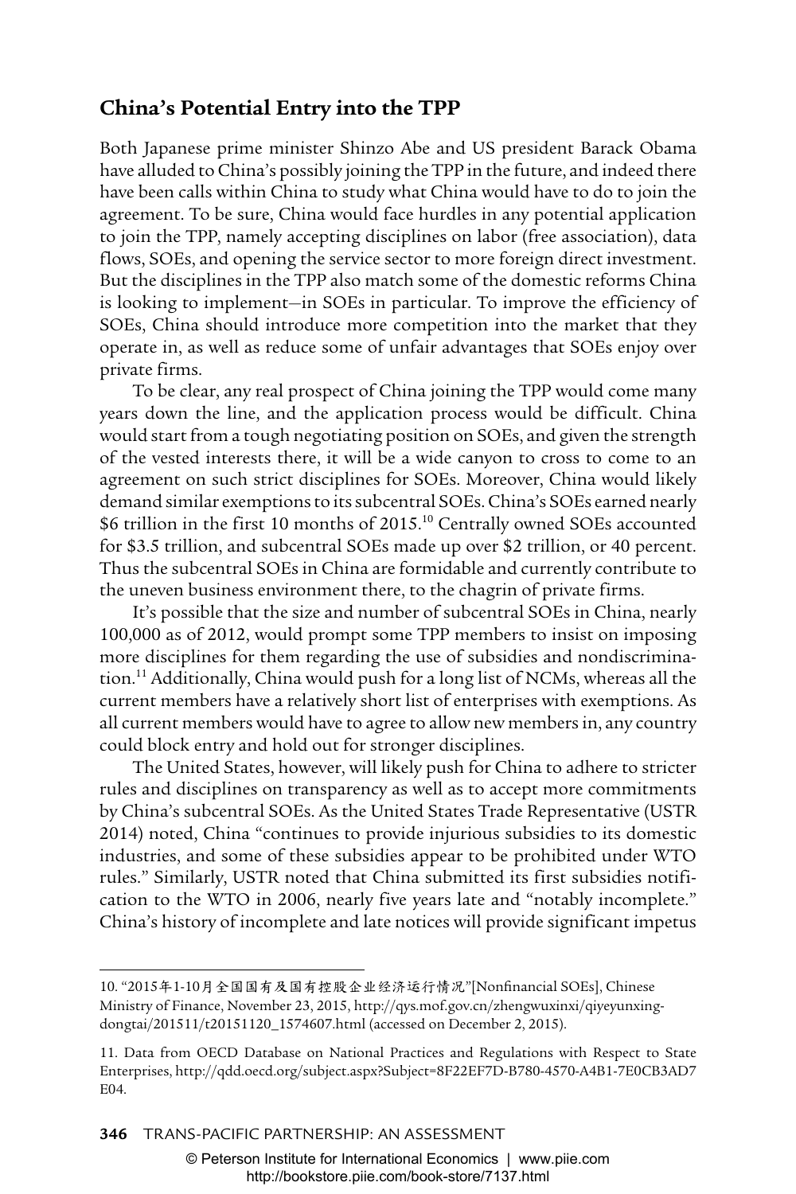## China's Potential Entry into the TPP

Both Japanese prime minister Shinzo Abe and US president Barack Obama have alluded to China's possibly joining the TPP in the future, and indeed there have been calls within China to study what China would have to do to join the agreement. To be sure, China would face hurdles in any potential application to join the TPP, namely accepting disciplines on labor (free association), data flows, SOEs, and opening the service sector to more foreign direct investment. But the disciplines in the TPP also match some of the domestic reforms China is looking to implement—in SOEs in particular. To improve the efficiency of SOEs, China should introduce more competition into the market that they operate in, as well as reduce some of unfair advantages that SOEs enjoy over private firms.

To be clear, any real prospect of China joining the TPP would come many years down the line, and the application process would be difficult. China would start from a tough negotiating position on SOEs, and given the strength of the vested interests there, it will be a wide canyon to cross to come to an agreement on such strict disciplines for SOEs. Moreover, China would likely demand similar exemptions to its subcentral SOEs. China's SOEs earned nearly \$6 trillion in the first 10 months of 2015.[10] Centrally owned SOEs accounted for \$3.5 trillion, and subcentral SOEs made up over \$2 trillion, or 40 percent. Thus the subcentral SOEs in China are formidable and currently contribute to the uneven business environment there, to the chagrin of private firms.

It's possible that the size and number of subcentral SOEs in China, nearly 100,000 as of 2012, would prompt some TPP members to insist on imposing more disciplines for them regarding the use of subsidies and nondiscrimination.[11] Additionally, China would push for a long list of NCMs, whereas all the current members have a relatively short list of enterprises with exemptions. As all current members would have to agree to allow new members in, any country could block entry and hold out for stronger disciplines.

The United States, however, will likely push for China to adhere to stricter rules and disciplines on transparency as well as to accept more commitments by China's subcentral SOEs. As the United States Trade Representative (USTR 2014) noted, China "continues to provide injurious subsidies to its domestic industries, and some of these subsidies appear to be prohibited under WTO rules." Similarly, USTR noted that China submitted its first subsidies notification to the WTO in 2006, nearly five years late and "notably incomplete." China's history of incomplete and late notices will provide significant impetus

10. "2015年1-10月全国国有及国有控股企业经济运行情况"[Nonfinancial SOEs], Chinese Ministry of Finance, November 23, 2015, http://qys.mof.gov.cn/zhengwuxinxi/qiyeyunxingdongtai/201511/t20151120_1574607.html (accessed on December 2, 2015).

11. Data from OECD Database on National Practices and Regulations with Respect to State Enterprises, http://qdd.oecd.org/subject.aspx?Subject=8F22EF7D-B780-4570-A4B1-7E0CB3AD7E04.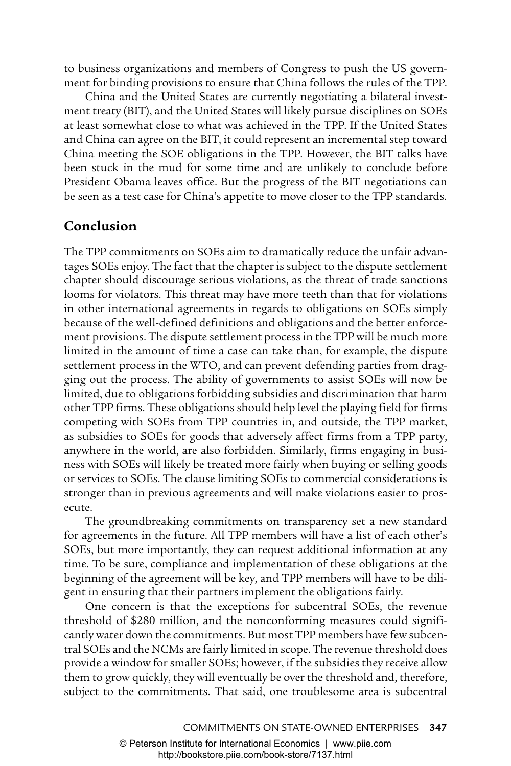to business organizations and members of Congress to push the US government for binding provisions to ensure that China follows the rules of the TPP.

China and the United States are currently negotiating a bilateral investment treaty (BIT), and the United States will likely pursue disciplines on SOEs at least somewhat close to what was achieved in the TPP. If the United States and China can agree on the BIT, it could represent an incremental step toward China meeting the SOE obligations in the TPP. However, the BIT talks have been stuck in the mud for some time and are unlikely to conclude before President Obama leaves office. But the progress of the BIT negotiations can be seen as a test case for China's appetite to move closer to the TPP standards.

## Conclusion

The TPP commitments on SOEs aim to dramatically reduce the unfair advantages SOEs enjoy. The fact that the chapter is subject to the dispute settlement chapter should discourage serious violations, as the threat of trade sanctions looms for violators. This threat may have more teeth than that for violations in other international agreements in regards to obligations on SOEs simply because of the well-defined definitions and obligations and the better enforcement provisions. The dispute settlement process in the TPP will be much more limited in the amount of time a case can take than, for example, the dispute settlement process in the WTO, and can prevent defending parties from dragging out the process. The ability of governments to assist SOEs will now be limited, due to obligations forbidding subsidies and discrimination that harm other TPP firms. These obligations should help level the playing field for firms competing with SOEs from TPP countries in, and outside, the TPP market, as subsidies to SOEs for goods that adversely affect firms from a TPP party, anywhere in the world, are also forbidden. Similarly, firms engaging in business with SOEs will likely be treated more fairly when buying or selling goods or services to SOEs. The clause limiting SOEs to commercial considerations is stronger than in previous agreements and will make violations easier to prosecute.

The groundbreaking commitments on transparency set a new standard for agreements in the future. All TPP members will have a list of each other's SOEs, but more importantly, they can request additional information at any time. To be sure, compliance and implementation of these obligations at the beginning of the agreement will be key, and TPP members will have to be diligent in ensuring that their partners implement the obligations fairly.

One concern is that the exceptions for subcentral SOEs, the revenue threshold of \$280 million, and the nonconforming measures could significantly water down the commitments. But most TPP members have few subcentral SOEs and the NCMs are fairly limited in scope. The revenue threshold does provide a window for smaller SOEs; however, if the subsidies they receive allow them to grow quickly, they will eventually be over the threshold and, therefore, subject to the commitments. That said, one troublesome area is subcentral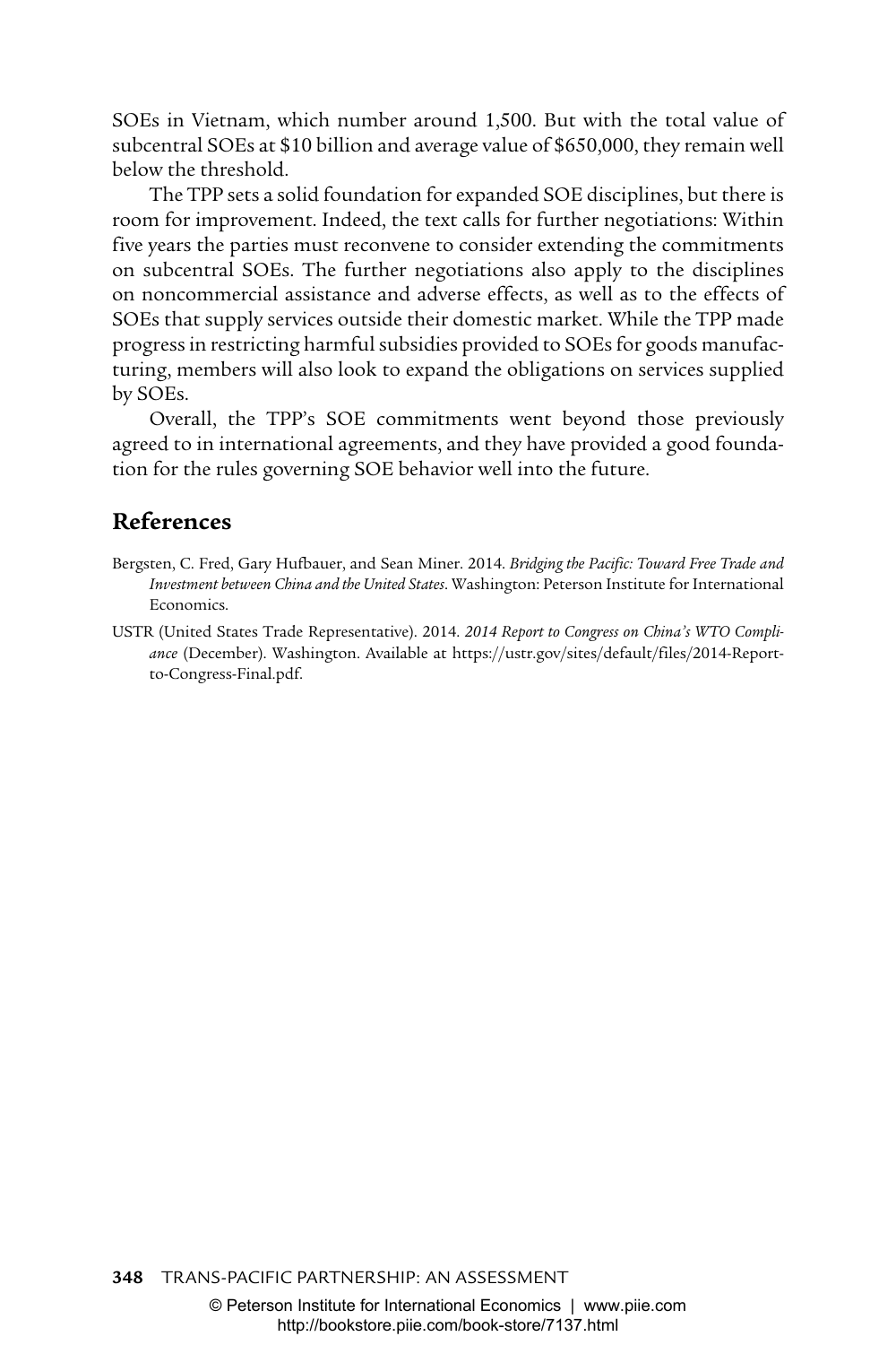SOEs in Vietnam, which number around 1,500. But with the total value of subcentral SOEs at $10 billion and average value of $650,000, they remain well below the threshold.

The TPP sets a solid foundation for expanded SOE disciplines, but there is room for improvement. Indeed, the text calls for further negotiations: Within five years the parties must reconvene to consider extending the commitments on subcentral SOEs. The further negotiations also apply to the disciplines on noncommercial assistance and adverse effects, as well as to the effects of SOEs that supply services outside their domestic market. While the TPP made progress in restricting harmful subsidies provided to SOEs for goods manufacturing, members will also look to expand the obligations on services supplied by SOEs.

Overall, the TPP's SOE commitments went beyond those previously agreed to in international agreements, and they have provided a good foundation for the rules governing SOE behavior well into the future.

## References

Bergsten, C. Fred, Gary Hufbauer, and Sean Miner. 2014. *Bridging the Pacific: Toward Free Trade and Investment between China and the United States*. Washington: Peterson Institute for International Economics.

USTR (United States Trade Representative). 2014. *2014 Report to Congress on China's WTO Compliance* (December). Washington. Available at https://ustr.gov/sites/default/files/2014-Report-to-Congress-Final.pdf.